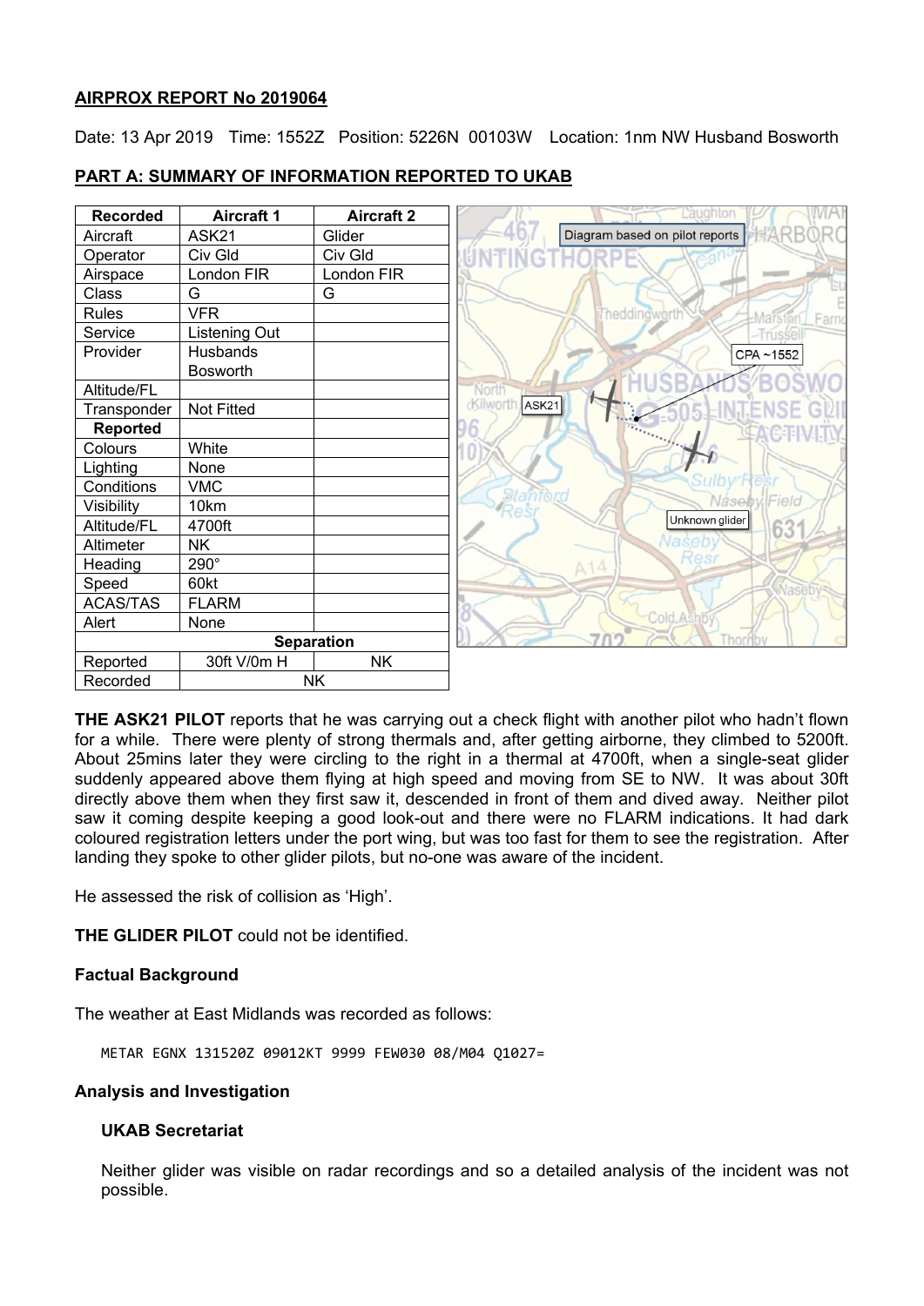**AIRPROX REPORT No 2019064**

Date: 13 Apr 2019 Time: 1552Z Position: 5226N 00103W Location: 1nm NW Husband Bosworth

**PART A: SUMMARY OF INFORMATION REPORTED TO UKAB**

| Recorded | Aircraft 1 | Aircraft 2 |
|---|---|---|
| Aircraft | ASK21 | Glider |
| Operator | Civ Gld | Civ Gld |
| Airspace | London FIR | London FIR |
| Class | G | G |
| Rules | VFR | |
| Service | Listening Out | |
| Provider | Husbands Bosworth | |
| Altitude/FL | | |
| Transponder | Not Fitted | |
| **Reported** | | |
| Colours | White | |
| Lighting | None | |
| Conditions | VMC | |
| Visibility | 10km | |
| Altitude/FL | 4700ft | |
| Altimeter | NK | |
| Heading | 290° | |
| Speed | 60kt | |
| ACAS/TAS | FLARM | |
| Alert | None | |
| **Separation** | | |
| Reported | 30ft V/0m H | NK |
| Recorded | NK | |

**THE ASK21 PILOT** reports that he was carrying out a check flight with another pilot who hadn't flown for a while. There were plenty of strong thermals and, after getting airborne, they climbed to 5200ft. About 25mins later they were circling to the right in a thermal at 4700ft, when a single-seat glider suddenly appeared above them flying at high speed and moving from SE to NW. It was about 30ft directly above them when they first saw it, descended in front of them and dived away. Neither pilot saw it coming despite keeping a good look-out and there were no FLARM indications. It had dark coloured registration letters under the port wing, but was too fast for them to see the registration. After landing they spoke to other glider pilots, but no-one was aware of the incident.

He assessed the risk of collision as 'High'.

**THE GLIDER PILOT** could not be identified.

### Factual Background

The weather at East Midlands was recorded as follows:

```
METAR EGNX 131520Z 09012KT 9999 FEW030 08/M04 Q1027=
```

### Analysis and Investigation

#### UKAB Secretariat

Neither glider was visible on radar recordings and so a detailed analysis of the incident was not possible.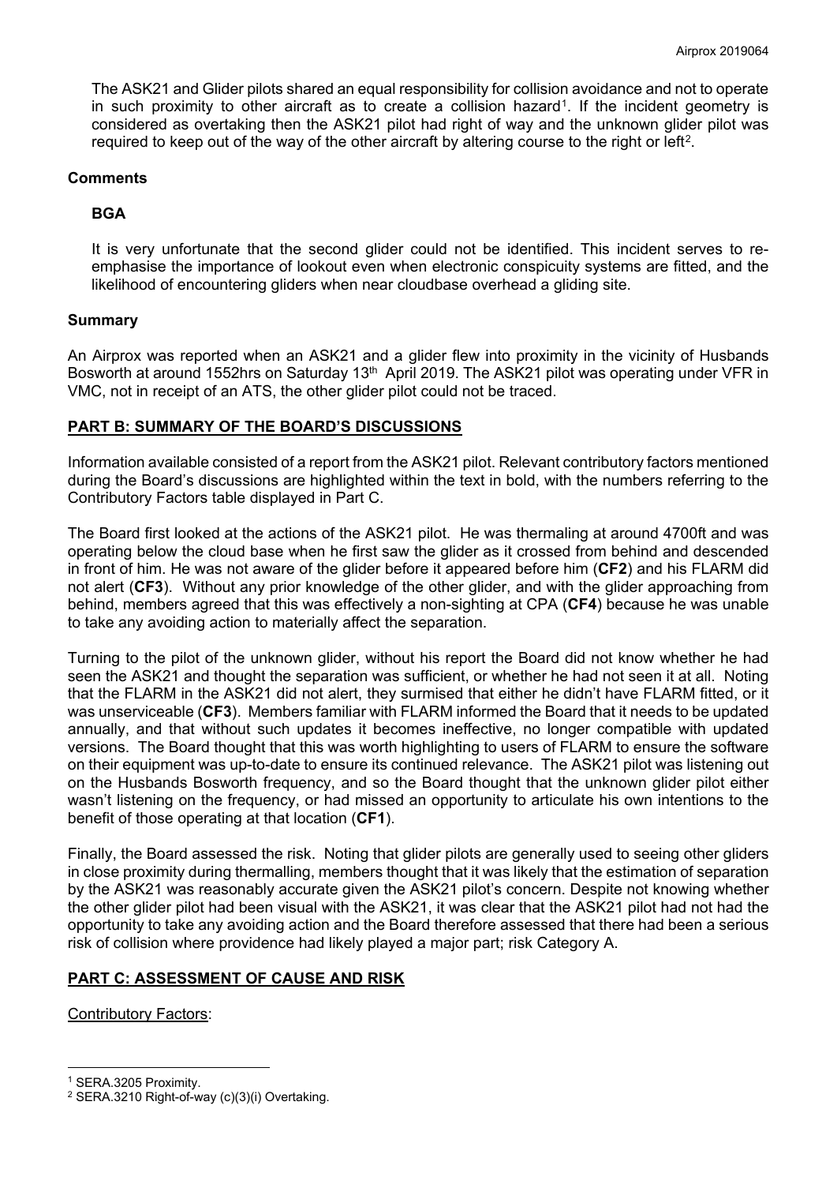The ASK21 and Glider pilots shared an equal responsibility for collision avoidance and not to operate in such proximity to other aircraft as to create a collision hazard[1]. If the incident geometry is considered as overtaking then the ASK21 pilot had right of way and the unknown glider pilot was required to keep out of the way of the other aircraft by altering course to the right or left[2].

## Comments

### BGA

It is very unfortunate that the second glider could not be identified. This incident serves to re-emphasise the importance of lookout even when electronic conspicuity systems are fitted, and the likelihood of encountering gliders when near cloudbase overhead a gliding site.

## Summary

An Airprox was reported when an ASK21 and a glider flew into proximity in the vicinity of Husbands Bosworth at around 1552hrs on Saturday 13th April 2019. The ASK21 pilot was operating under VFR in VMC, not in receipt of an ATS, the other glider pilot could not be traced.

## PART B: SUMMARY OF THE BOARD'S DISCUSSIONS

Information available consisted of a report from the ASK21 pilot. Relevant contributory factors mentioned during the Board's discussions are highlighted within the text in bold, with the numbers referring to the Contributory Factors table displayed in Part C.

The Board first looked at the actions of the ASK21 pilot. He was thermaling at around 4700ft and was operating below the cloud base when he first saw the glider as it crossed from behind and descended in front of him. He was not aware of the glider before it appeared before him (**CF2**) and his FLARM did not alert (**CF3**). Without any prior knowledge of the other glider, and with the glider approaching from behind, members agreed that this was effectively a non-sighting at CPA (**CF4**) because he was unable to take any avoiding action to materially affect the separation.

Turning to the pilot of the unknown glider, without his report the Board did not know whether he had seen the ASK21 and thought the separation was sufficient, or whether he had not seen it at all. Noting that the FLARM in the ASK21 did not alert, they surmised that either he didn't have FLARM fitted, or it was unserviceable (**CF3**). Members familiar with FLARM informed the Board that it needs to be updated annually, and that without such updates it becomes ineffective, no longer compatible with updated versions. The Board thought that this was worth highlighting to users of FLARM to ensure the software on their equipment was up-to-date to ensure its continued relevance. The ASK21 pilot was listening out on the Husbands Bosworth frequency, and so the Board thought that the unknown glider pilot either wasn't listening on the frequency, or had missed an opportunity to articulate his own intentions to the benefit of those operating at that location (**CF1**).

Finally, the Board assessed the risk. Noting that glider pilots are generally used to seeing other gliders in close proximity during thermalling, members thought that it was likely that the estimation of separation by the ASK21 was reasonably accurate given the ASK21 pilot's concern. Despite not knowing whether the other glider pilot had been visual with the ASK21, it was clear that the ASK21 pilot had not had the opportunity to take any avoiding action and the Board therefore assessed that there had been a serious risk of collision where providence had likely played a major part; risk Category A.

## PART C: ASSESSMENT OF CAUSE AND RISK

Contributory Factors:

[1] SERA.3205 Proximity.

[2] SERA.3210 Right-of-way (c)(3)(i) Overtaking.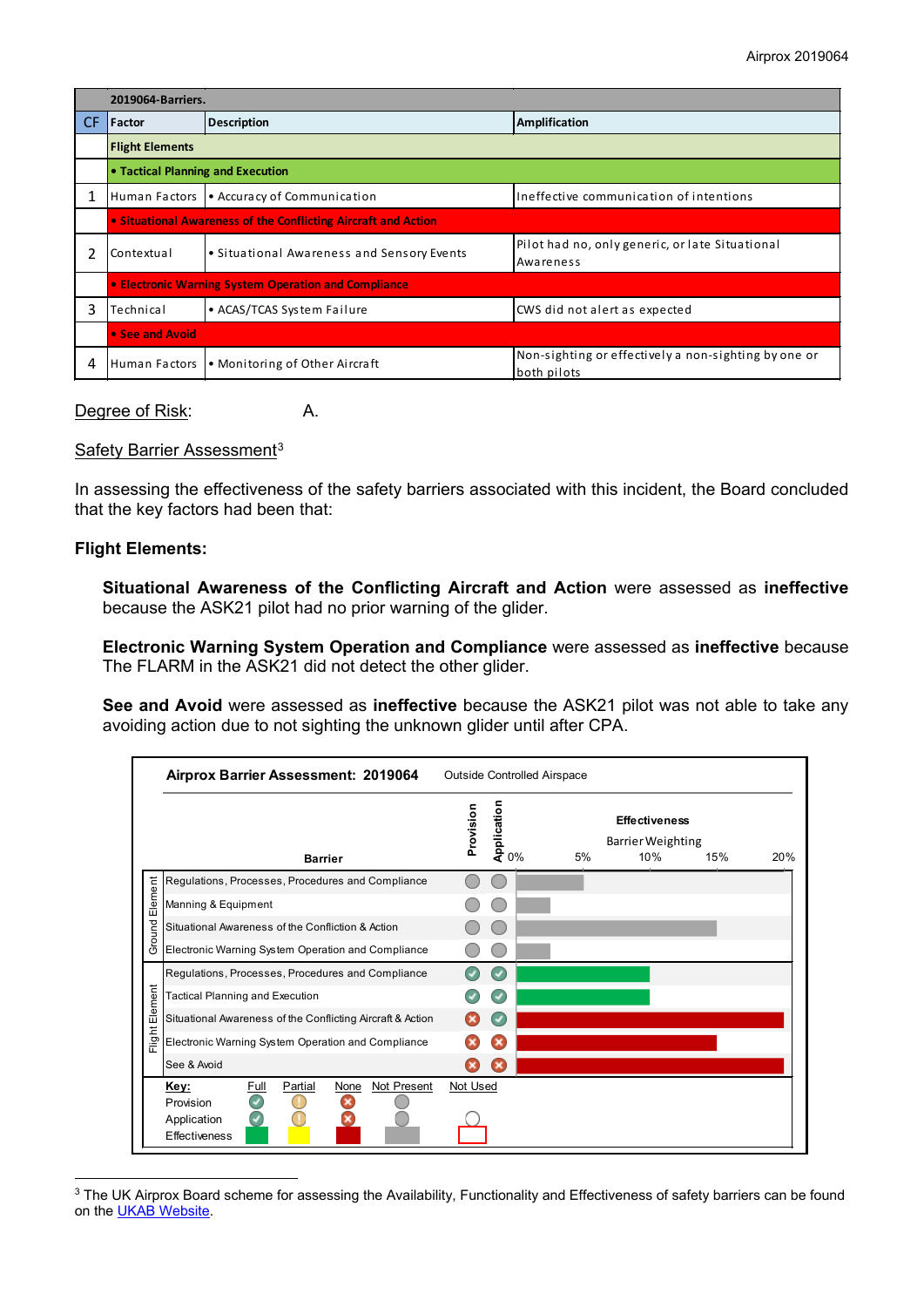| | 2019064-Barriers. | | |
|---|---|---|---|
| CF | Factor | Description | Amplification |
| | **Flight Elements** | | |
| | **• Tactical Planning and Execution** | | |
| 1 | Human Factors | • Accuracy of Communication | Ineffective communication of intentions |
| | **• Situational Awareness of the Conflicting Aircraft and Action** | | |
| 2 | Contextual | • Situational Awareness and Sensory Events | Pilot had no, only generic, or late Situational Awareness |
| | **• Electronic Warning System Operation and Compliance** | | |
| 3 | Technical | • ACAS/TCAS System Failure | CWS did not alert as expected |
| | **• See and Avoid** | | |
| 4 | Human Factors | • Monitoring of Other Aircraft | Non-sighting or effectively a non-sighting by one or both pilots |

Degree of Risk: A.

Safety Barrier Assessment[3]

In assessing the effectiveness of the safety barriers associated with this incident, the Board concluded that the key factors had been that:

**Flight Elements:**

**Situational Awareness of the Conflicting Aircraft and Action** were assessed as **ineffective** because the ASK21 pilot had no prior warning of the glider.

**Electronic Warning System Operation and Compliance** were assessed as **ineffective** because The FLARM in the ASK21 did not detect the other glider.

**See and Avoid** were assessed as **ineffective** because the ASK21 pilot was not able to take any avoiding action due to not sighting the unknown glider until after CPA.

**Airprox Barrier Assessment: 2019064**
Outside Controlled Airspace

Barrier
Provision
Application
Effectiveness
Barrier Weighting
0% 5% 10% 15% 20%

Ground Element
Regulations, Processes, Procedures and Compliance
Manning & Equipment
Situational Awareness of the Confliction & Action
Electronic Warning System Operation and Compliance

Flight Element
Regulations, Processes, Procedures and Compliance
Tactical Planning and Execution
Situational Awareness of the Conflicting Aircraft & Action
Electronic Warning System Operation and Compliance
See & Avoid

Key: Full Partial None Not Present Not Used
Provision
Application
Effectiveness

[3] The UK Airprox Board scheme for assessing the Availability, Functionality and Effectiveness of safety barriers can be found on the UKAB Website.